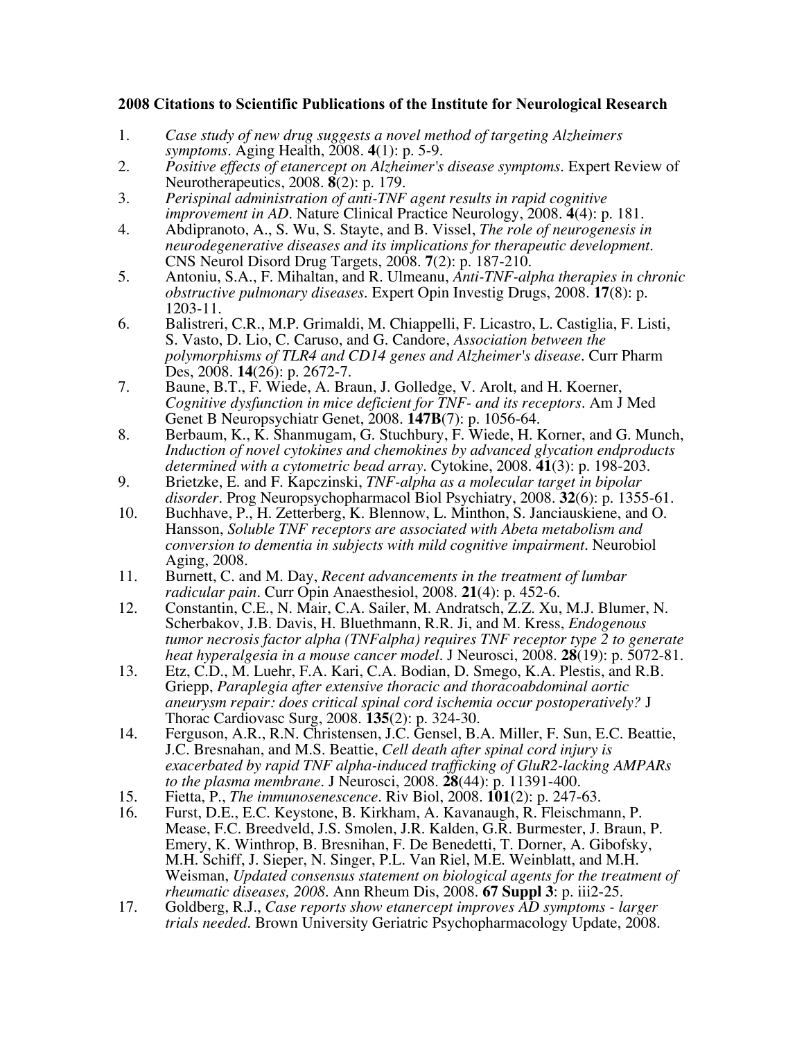**2008 Citations to Scientific Publications of the Institute for Neurological Research**

1. *Case study of new drug suggests a novel method of targeting Alzheimers symptoms*. Aging Health, 2008. **4**(1): p. 5-9.
2. *Positive effects of etanercept on Alzheimer's disease symptoms*. Expert Review of Neurotherapeutics, 2008. **8**(2): p. 179.
3. *Perispinal administration of anti-TNF agent results in rapid cognitive improvement in AD*. Nature Clinical Practice Neurology, 2008. **4**(4): p. 181.
4. Abdipranoto, A., S. Wu, S. Stayte, and B. Vissel, *The role of neurogenesis in neurodegenerative diseases and its implications for therapeutic development*. CNS Neurol Disord Drug Targets, 2008. **7**(2): p. 187-210.
5. Antoniu, S.A., F. Mihaltan, and R. Ulmeanu, *Anti-TNF-alpha therapies in chronic obstructive pulmonary diseases*. Expert Opin Investig Drugs, 2008. **17**(8): p. 1203-11.
6. Balistreri, C.R., M.P. Grimaldi, M. Chiappelli, F. Licastro, L. Castiglia, F. Listi, S. Vasto, D. Lio, C. Caruso, and G. Candore, *Association between the polymorphisms of TLR4 and CD14 genes and Alzheimer's disease*. Curr Pharm Des, 2008. **14**(26): p. 2672-7.
7. Baune, B.T., F. Wiede, A. Braun, J. Golledge, V. Arolt, and H. Koerner, *Cognitive dysfunction in mice deficient for TNF- and its receptors*. Am J Med Genet B Neuropsychiatr Genet, 2008. **147B**(7): p. 1056-64.
8. Berbaum, K., K. Shanmugam, G. Stuchbury, F. Wiede, H. Korner, and G. Munch, *Induction of novel cytokines and chemokines by advanced glycation endproducts determined with a cytometric bead array*. Cytokine, 2008. **41**(3): p. 198-203.
9. Brietzke, E. and F. Kapczinski, *TNF-alpha as a molecular target in bipolar disorder*. Prog Neuropsychopharmacol Biol Psychiatry, 2008. **32**(6): p. 1355-61.
10. Buchhave, P., H. Zetterberg, K. Blennow, L. Minthon, S. Janciauskiene, and O. Hansson, *Soluble TNF receptors are associated with Abeta metabolism and conversion to dementia in subjects with mild cognitive impairment*. Neurobiol Aging, 2008.
11. Burnett, C. and M. Day, *Recent advancements in the treatment of lumbar radicular pain*. Curr Opin Anaesthesiol, 2008. **21**(4): p. 452-6.
12. Constantin, C.E., N. Mair, C.A. Sailer, M. Andratsch, Z.Z. Xu, M.J. Blumer, N. Scherbakov, J.B. Davis, H. Bluethmann, R.R. Ji, and M. Kress, *Endogenous tumor necrosis factor alpha (TNFalpha) requires TNF receptor type 2 to generate heat hyperalgesia in a mouse cancer model*. J Neurosci, 2008. **28**(19): p. 5072-81.
13. Etz, C.D., M. Luehr, F.A. Kari, C.A. Bodian, D. Smego, K.A. Plestis, and R.B. Griepp, *Paraplegia after extensive thoracic and thoracoabdominal aortic aneurysm repair: does critical spinal cord ischemia occur postoperatively?* J Thorac Cardiovasc Surg, 2008. **135**(2): p. 324-30.
14. Ferguson, A.R., R.N. Christensen, J.C. Gensel, B.A. Miller, F. Sun, E.C. Beattie, J.C. Bresnahan, and M.S. Beattie, *Cell death after spinal cord injury is exacerbated by rapid TNF alpha-induced trafficking of GluR2-lacking AMPARs to the plasma membrane*. J Neurosci, 2008. **28**(44): p. 11391-400.
15. Fietta, P., *The immunosenescence*. Riv Biol, 2008. **101**(2): p. 247-63.
16. Furst, D.E., E.C. Keystone, B. Kirkham, A. Kavanaugh, R. Fleischmann, P. Mease, F.C. Breedveld, J.S. Smolen, J.R. Kalden, G.R. Burmester, J. Braun, P. Emery, K. Winthrop, B. Bresnihan, F. De Benedetti, T. Dorner, A. Gibofsky, M.H. Schiff, J. Sieper, N. Singer, P.L. Van Riel, M.E. Weinblatt, and M.H. Weisman, *Updated consensus statement on biological agents for the treatment of rheumatic diseases, 2008*. Ann Rheum Dis, 2008. **67 Suppl 3**: p. iii2-25.
17. Goldberg, R.J., *Case reports show etanercept improves AD symptoms - larger trials needed*. Brown University Geriatric Psychopharmacology Update, 2008.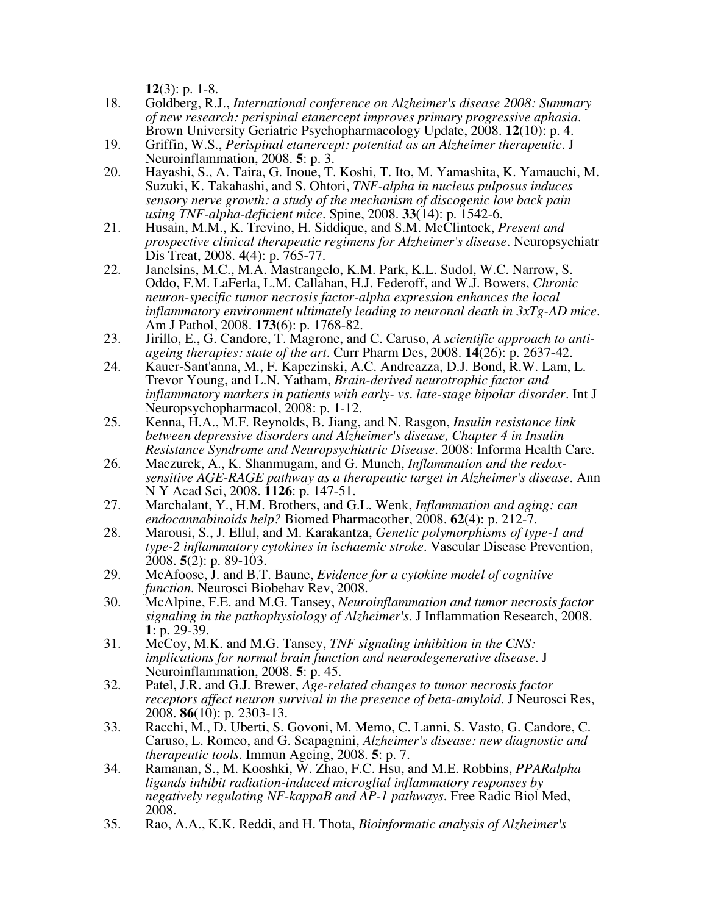**12**(3): p. 1-8.

18. Goldberg, R.J., *International conference on Alzheimer's disease 2008: Summary of new research: perispinal etanercept improves primary progressive aphasia*. Brown University Geriatric Psychopharmacology Update, 2008. **12**(10): p. 4.
19. Griffin, W.S., *Perispinal etanercept: potential as an Alzheimer therapeutic*. J Neuroinflammation, 2008. **5**: p. 3.
20. Hayashi, S., A. Taira, G. Inoue, T. Koshi, T. Ito, M. Yamashita, K. Yamauchi, M. Suzuki, K. Takahashi, and S. Ohtori, *TNF-alpha in nucleus pulposus induces sensory nerve growth: a study of the mechanism of discogenic low back pain using TNF-alpha-deficient mice*. Spine, 2008. **33**(14): p. 1542-6.
21. Husain, M.M., K. Trevino, H. Siddique, and S.M. McClintock, *Present and prospective clinical therapeutic regimens for Alzheimer's disease*. Neuropsychiatr Dis Treat, 2008. **4**(4): p. 765-77.
22. Janelsins, M.C., M.A. Mastrangelo, K.M. Park, K.L. Sudol, W.C. Narrow, S. Oddo, F.M. LaFerla, L.M. Callahan, H.J. Federoff, and W.J. Bowers, *Chronic neuron-specific tumor necrosis factor-alpha expression enhances the local inflammatory environment ultimately leading to neuronal death in 3xTg-AD mice*. Am J Pathol, 2008. **173**(6): p. 1768-82.
23. Jirillo, E., G. Candore, T. Magrone, and C. Caruso, *A scientific approach to anti-ageing therapies: state of the art*. Curr Pharm Des, 2008. **14**(26): p. 2637-42.
24. Kauer-Sant'anna, M., F. Kapczinski, A.C. Andreazza, D.J. Bond, R.W. Lam, L. Trevor Young, and L.N. Yatham, *Brain-derived neurotrophic factor and inflammatory markers in patients with early- vs. late-stage bipolar disorder*. Int J Neuropsychopharmacol, 2008: p. 1-12.
25. Kenna, H.A., M.F. Reynolds, B. Jiang, and N. Rasgon, *Insulin resistance link between depressive disorders and Alzheimer's disease, Chapter 4 in Insulin Resistance Syndrome and Neuropsychiatric Disease*. 2008: Informa Health Care.
26. Maczurek, A., K. Shanmugam, and G. Munch, *Inflammation and the redox-sensitive AGE-RAGE pathway as a therapeutic target in Alzheimer's disease*. Ann N Y Acad Sci, 2008. **1126**: p. 147-51.
27. Marchalant, Y., H.M. Brothers, and G.L. Wenk, *Inflammation and aging: can endocannabinoids help?* Biomed Pharmacother, 2008. **62**(4): p. 212-7.
28. Marousi, S., J. Ellul, and M. Karakantza, *Genetic polymorphisms of type-1 and type-2 inflammatory cytokines in ischaemic stroke*. Vascular Disease Prevention, 2008. **5**(2): p. 89-103.
29. McAfoose, J. and B.T. Baune, *Evidence for a cytokine model of cognitive function*. Neurosci Biobehav Rev, 2008.
30. McAlpine, F.E. and M.G. Tansey, *Neuroinflammation and tumor necrosis factor signaling in the pathophysiology of Alzheimer's*. J Inflammation Research, 2008. **1**: p. 29-39.
31. McCoy, M.K. and M.G. Tansey, *TNF signaling inhibition in the CNS: implications for normal brain function and neurodegenerative disease*. J Neuroinflammation, 2008. **5**: p. 45.
32. Patel, J.R. and G.J. Brewer, *Age-related changes to tumor necrosis factor receptors affect neuron survival in the presence of beta-amyloid*. J Neurosci Res, 2008. **86**(10): p. 2303-13.
33. Racchi, M., D. Uberti, S. Govoni, M. Memo, C. Lanni, S. Vasto, G. Candore, C. Caruso, L. Romeo, and G. Scapagnini, *Alzheimer's disease: new diagnostic and therapeutic tools*. Immun Ageing, 2008. **5**: p. 7.
34. Ramanan, S., M. Kooshki, W. Zhao, F.C. Hsu, and M.E. Robbins, *PPARalpha ligands inhibit radiation-induced microglial inflammatory responses by negatively regulating NF-kappaB and AP-1 pathways*. Free Radic Biol Med, 2008.
35. Rao, A.A., K.K. Reddi, and H. Thota, *Bioinformatic analysis of Alzheimer's*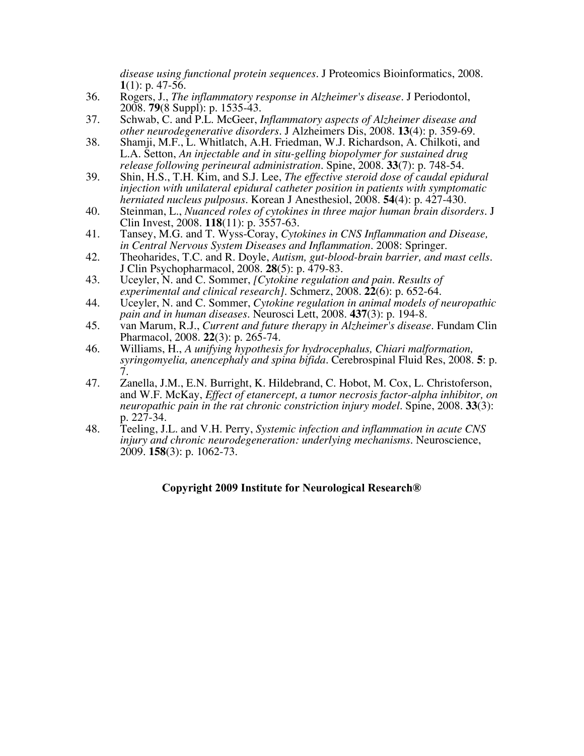*disease using functional protein sequences*. J Proteomics Bioinformatics, 2008. **1**(1): p. 47-56.

36. Rogers, J., *The inflammatory response in Alzheimer's disease*. J Periodontol, 2008. **79**(8 Suppl): p. 1535-43.
37. Schwab, C. and P.L. McGeer, *Inflammatory aspects of Alzheimer disease and other neurodegenerative disorders*. J Alzheimers Dis, 2008. **13**(4): p. 359-69.
38. Shamji, M.F., L. Whitlatch, A.H. Friedman, W.J. Richardson, A. Chilkoti, and L.A. Setton, *An injectable and in situ-gelling biopolymer for sustained drug release following perineural administration*. Spine, 2008. **33**(7): p. 748-54.
39. Shin, H.S., T.H. Kim, and S.J. Lee, *The effective steroid dose of caudal epidural injection with unilateral epidural catheter position in patients with symptomatic herniated nucleus pulposus*. Korean J Anesthesiol, 2008. **54**(4): p. 427-430.
40. Steinman, L., *Nuanced roles of cytokines in three major human brain disorders*. J Clin Invest, 2008. **118**(11): p. 3557-63.
41. Tansey, M.G. and T. Wyss-Coray, *Cytokines in CNS Inflammation and Disease, in Central Nervous System Diseases and Inflammation*. 2008: Springer.
42. Theoharides, T.C. and R. Doyle, *Autism, gut-blood-brain barrier, and mast cells*. J Clin Psychopharmacol, 2008. **28**(5): p. 479-83.
43. Uceyler, N. and C. Sommer, *[Cytokine regulation and pain. Results of experimental and clinical research]*. Schmerz, 2008. **22**(6): p. 652-64.
44. Uceyler, N. and C. Sommer, *Cytokine regulation in animal models of neuropathic pain and in human diseases*. Neurosci Lett, 2008. **437**(3): p. 194-8.
45. van Marum, R.J., *Current and future therapy in Alzheimer's disease*. Fundam Clin Pharmacol, 2008. **22**(3): p. 265-74.
46. Williams, H., *A unifying hypothesis for hydrocephalus, Chiari malformation, syringomyelia, anencephaly and spina bifida*. Cerebrospinal Fluid Res, 2008. **5**: p. 7.
47. Zanella, J.M., E.N. Burright, K. Hildebrand, C. Hobot, M. Cox, L. Christoferson, and W.F. McKay, *Effect of etanercept, a tumor necrosis factor-alpha inhibitor, on neuropathic pain in the rat chronic constriction injury model*. Spine, 2008. **33**(3): p. 227-34.
48. Teeling, J.L. and V.H. Perry, *Systemic infection and inflammation in acute CNS injury and chronic neurodegeneration: underlying mechanisms*. Neuroscience, 2009. **158**(3): p. 1062-73.

**Copyright 2009 Institute for Neurological Research®**